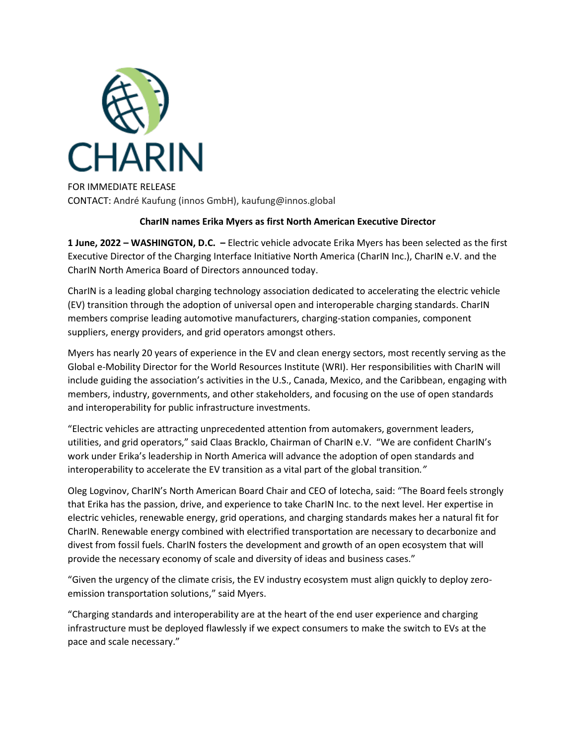CHARIN

FOR IMMEDIATE RELEASE
CONTACT: André Kaufung (innos GmbH), kaufung@innos.global

**CharIN names Erika Myers as first North American Executive Director**

**1 June, 2022 – WASHINGTON, D.C. –** Electric vehicle advocate Erika Myers has been selected as the first Executive Director of the Charging Interface Initiative North America (CharIN Inc.), CharIN e.V. and the CharIN North America Board of Directors announced today.

CharIN is a leading global charging technology association dedicated to accelerating the electric vehicle (EV) transition through the adoption of universal open and interoperable charging standards. CharIN members comprise leading automotive manufacturers, charging-station companies, component suppliers, energy providers, and grid operators amongst others.

Myers has nearly 20 years of experience in the EV and clean energy sectors, most recently serving as the Global e-Mobility Director for the World Resources Institute (WRI). Her responsibilities with CharIN will include guiding the association's activities in the U.S., Canada, Mexico, and the Caribbean, engaging with members, industry, governments, and other stakeholders, and focusing on the use of open standards and interoperability for public infrastructure investments.

"Electric vehicles are attracting unprecedented attention from automakers, government leaders, utilities, and grid operators," said Claas Bracklo, Chairman of CharIN e.V. "We are confident CharIN's work under Erika's leadership in North America will advance the adoption of open standards and interoperability to accelerate the EV transition as a vital part of the global transition."

Oleg Logvinov, CharIN's North American Board Chair and CEO of Iotecha, said: "The Board feels strongly that Erika has the passion, drive, and experience to take CharIN Inc. to the next level. Her expertise in electric vehicles, renewable energy, grid operations, and charging standards makes her a natural fit for CharIN. Renewable energy combined with electrified transportation are necessary to decarbonize and divest from fossil fuels. CharIN fosters the development and growth of an open ecosystem that will provide the necessary economy of scale and diversity of ideas and business cases."

"Given the urgency of the climate crisis, the EV industry ecosystem must align quickly to deploy zero-emission transportation solutions," said Myers.

"Charging standards and interoperability are at the heart of the end user experience and charging infrastructure must be deployed flawlessly if we expect consumers to make the switch to EVs at the pace and scale necessary."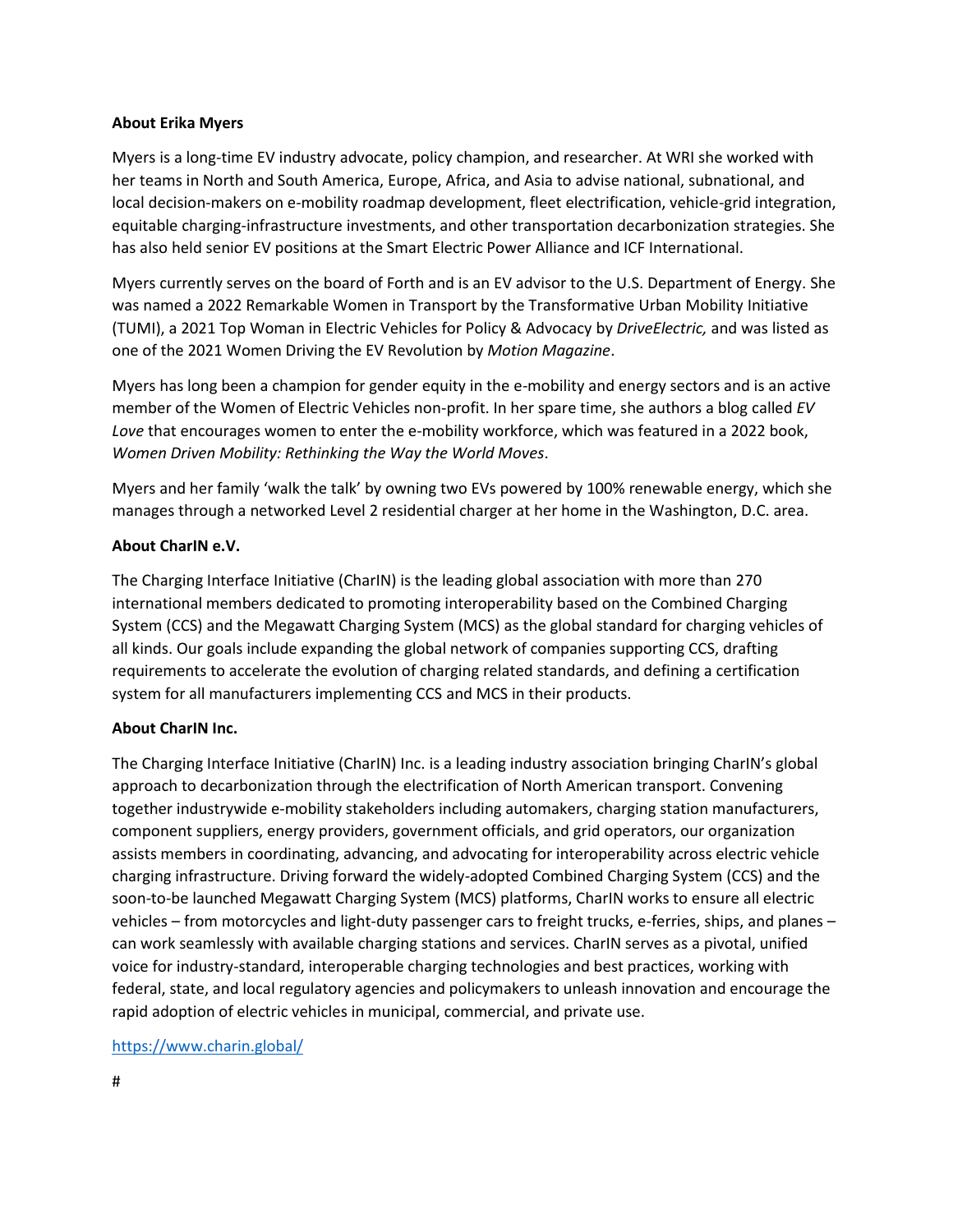**About Erika Myers**

Myers is a long-time EV industry advocate, policy champion, and researcher. At WRI she worked with her teams in North and South America, Europe, Africa, and Asia to advise national, subnational, and local decision-makers on e-mobility roadmap development, fleet electrification, vehicle-grid integration, equitable charging-infrastructure investments, and other transportation decarbonization strategies. She has also held senior EV positions at the Smart Electric Power Alliance and ICF International.

Myers currently serves on the board of Forth and is an EV advisor to the U.S. Department of Energy. She was named a 2022 Remarkable Women in Transport by the Transformative Urban Mobility Initiative (TUMI), a 2021 Top Woman in Electric Vehicles for Policy & Advocacy by *DriveElectric,* and was listed as one of the 2021 Women Driving the EV Revolution by *Motion Magazine*.

Myers has long been a champion for gender equity in the e-mobility and energy sectors and is an active member of the Women of Electric Vehicles non-profit. In her spare time, she authors a blog called *EV Love* that encourages women to enter the e-mobility workforce, which was featured in a 2022 book, *Women Driven Mobility: Rethinking the Way the World Moves*.

Myers and her family 'walk the talk' by owning two EVs powered by 100% renewable energy, which she manages through a networked Level 2 residential charger at her home in the Washington, D.C. area.

**About CharIN e.V.**

The Charging Interface Initiative (CharIN) is the leading global association with more than 270 international members dedicated to promoting interoperability based on the Combined Charging System (CCS) and the Megawatt Charging System (MCS) as the global standard for charging vehicles of all kinds. Our goals include expanding the global network of companies supporting CCS, drafting requirements to accelerate the evolution of charging related standards, and defining a certification system for all manufacturers implementing CCS and MCS in their products.

**About CharIN Inc.**

The Charging Interface Initiative (CharIN) Inc. is a leading industry association bringing CharIN's global approach to decarbonization through the electrification of North American transport. Convening together industrywide e-mobility stakeholders including automakers, charging station manufacturers, component suppliers, energy providers, government officials, and grid operators, our organization assists members in coordinating, advancing, and advocating for interoperability across electric vehicle charging infrastructure. Driving forward the widely-adopted Combined Charging System (CCS) and the soon-to-be launched Megawatt Charging System (MCS) platforms, CharIN works to ensure all electric vehicles – from motorcycles and light-duty passenger cars to freight trucks, e-ferries, ships, and planes – can work seamlessly with available charging stations and services. CharIN serves as a pivotal, unified voice for industry-standard, interoperable charging technologies and best practices, working with federal, state, and local regulatory agencies and policymakers to unleash innovation and encourage the rapid adoption of electric vehicles in municipal, commercial, and private use.

https://www.charin.global/

#